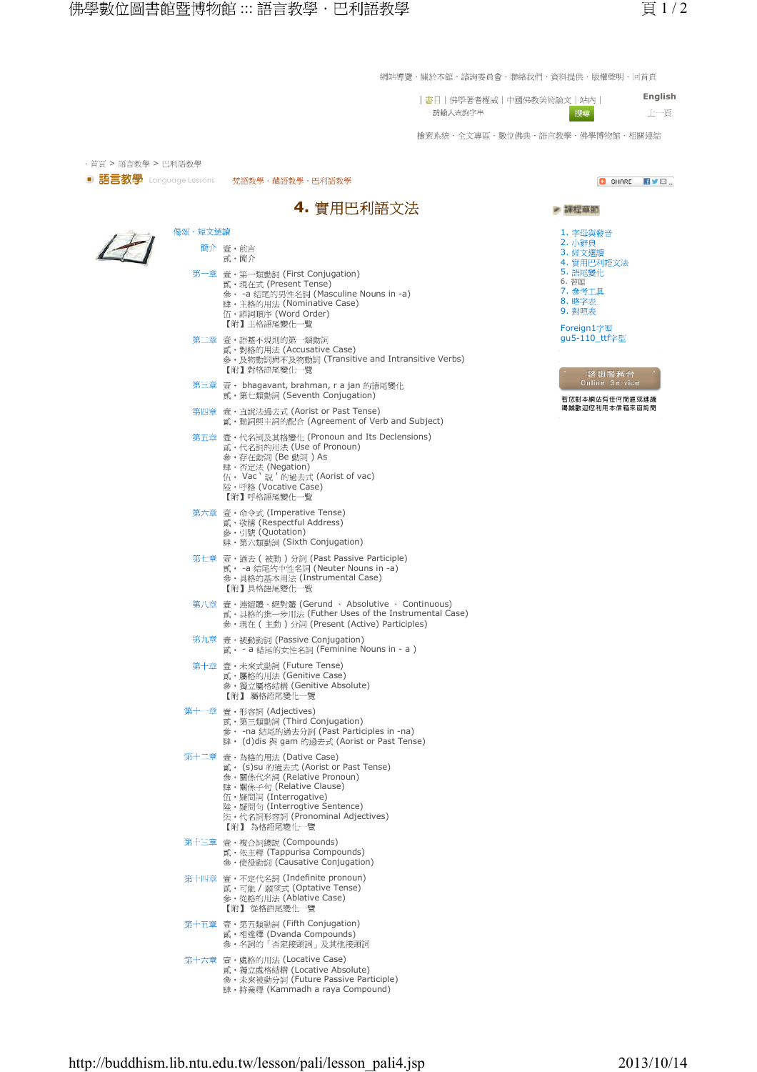網站導覽 · 關於本館 · 諮詢委員會 · 聯絡我們 · 資料提供 · 版權聲明 · 回首頁

| 書目 | 佛學著者權威 | 中國佛教美術論文 | 站內 | English

請輸入查詢字串 提交 上一頁

檢索系統 · 全文專區 · 數位佛典 · 語言教學 · 佛學博物館 · 相關連結

· 首頁 > 語言教學 > 巴利語教學

**語言教學** Language Lessons　梵語教學 · 藏語教學 · 巴利語教學

SHARE

# 4. 實用巴利語文法

偈頌 · 短文選讀

**簡介**
- 壹 · 前言
- 貳 · 簡介

**第一章**
- 壹 · 第一類動詞 (First Conjugation)
- 貳 · 現在式 (Present Tense)
- 參 · -a 結尾的男性名詞 (Masculine Nouns in -a)
- 肆 · 主格的用法 (Nominative Case)
- 伍 · 語詞順序 (Word Order)
- 【附】主格語尾變化一覽

**第二章**
- 壹 · 語基不規則的第一類動詞
- 貳 · 對格的用法 (Accusative Case)
- 參 · 及物動詞與不及物動詞 (Transitive and Intransitive Verbs)
- 【附】對格語尾變化一覽

**第三章**
- 壹 · bhagavant, brahman, r a jan 的語尾變化
- 貳 · 第七類動詞 (Seventh Conjugation)

**第四章**
- 壹 · 直說法過去式 (Aorist or Past Tense)
- 貳 · 動詞與主詞的配合 (Agreement of Verb and Subject)

**第五章**
- 壹 · 代名詞及其格變化 (Pronoun and Its Declensions)
- 貳 · 代名詞的用法 (Use of Pronoun)
- 參 · 存在動詞 (Be 動詞 ) As
- 肆 · 否定法 (Negation)
- 伍 · Vac ‵ 說 ' 的過去式 (Aorist of vac)
- 陸 · 呼格 (Vocative Case)
- 【附】呼格語尾變化一覽

**第六章**
- 壹 · 命令式 (Imperative Tense)
- 貳 · 敬稱 (Respectful Address)
- 參 · 引號 (Quotation)
- 肆 · 第六類動詞 (Sixth Conjugation)

**第七章**
- 壹 · 過去 ( 被動 ) 分詞 (Past Passive Participle)
- 貳 · -a 結尾的中性名詞 (Neuter Nouns in -a)
- 參 · 具格的基本用法 (Instrumental Case)
- 【附】具格語尾變化一覽

**第八章**
- 壹 · 連續體 · 絕對體 (Gerund 、 Absolutive 、 Continuous)
- 貳 · 具格的進一步用法 (Futher Uses of the Instrumental Case)
- 參 · 現在 ( 主動 ) 分詞 (Present (Active) Participles)

**第九章**
- 壹 · 被動動詞 (Passive Conjugation)
- 貳 · - a 結尾的女性名詞 (Feminine Nouns in - a )

**第十章**
- 壹 · 未來式動詞 (Future Tense)
- 貳 · 屬格的用法 (Genitive Case)
- 參 · 獨立屬格結構 (Genitive Absolute)
- 【附】 屬格語尾變化一覽

**第十一章**
- 壹 · 形容詞 (Adjectives)
- 貳 · 第三類動詞 (Third Conjugation)
- 參 · -na 結尾的過去分詞 (Past Participles in -na)
- 肆 · (d)dis 與 gam 的過去式 (Aorist or Past Tense)

**第十二章**
- 壹 · 為格的用法 (Dative Case)
- 貳 · (s)su 的過去式 (Aorist or Past Tense)
- 參 · 關係代名詞 (Relative Pronoun)
- 肆 · 關係子句 (Relative Clause)
- 伍 · 疑問詞 (Interrogative)
- 陸 · 疑問句 (Interrogtive Sentence)
- 柒 · 代名詞形容詞 (Pronominal Adjectives)
- 【附】 為格語尾變化一覽

**第十三章**
- 壹 · 複合詞總說 (Compounds)
- 貳 · 依主釋 (Tappurisa Compounds)
- 參 · 使役動詞 (Causative Conjugation)

**第十四章**
- 壹 · 不定代名詞 (Indefinite pronoun)
- 貳 · 可能 / 願望式 (Optative Tense)
- 參 · 從格的用法 (Ablative Case)
- 【附】 從格語尾變化一覽

**第十五章**
- 壹 · 第五類動詞 (Fifth Conjugation)
- 貳 · 相違釋 (Dvanda Compounds)
- 參 · 名詞的「否定接頭詞」及其他接頭詞

**第十六章**
- 壹 · 處格的用法 (Locative Case)
- 貳 · 獨立處格結構 (Locative Absolute)
- 參 · 未來被動分詞 (Future Passive Participle)
- 肆 · 持業釋 (Kammadh a raya Compound)

**課程章節**

1. 字母與發音
2. 小辭典
3. 經文選讀
4. 實用巴利語文法
5. 語尾變化
6. 習題
7. 參考工具
8. 略字表
9. 對照表

Foreign1字型
gu5-110_ttf字型

諮詢服務台 Online Service

若您對本網站有任何問題或建議
請誠歡迎您利用本信箱來函詢問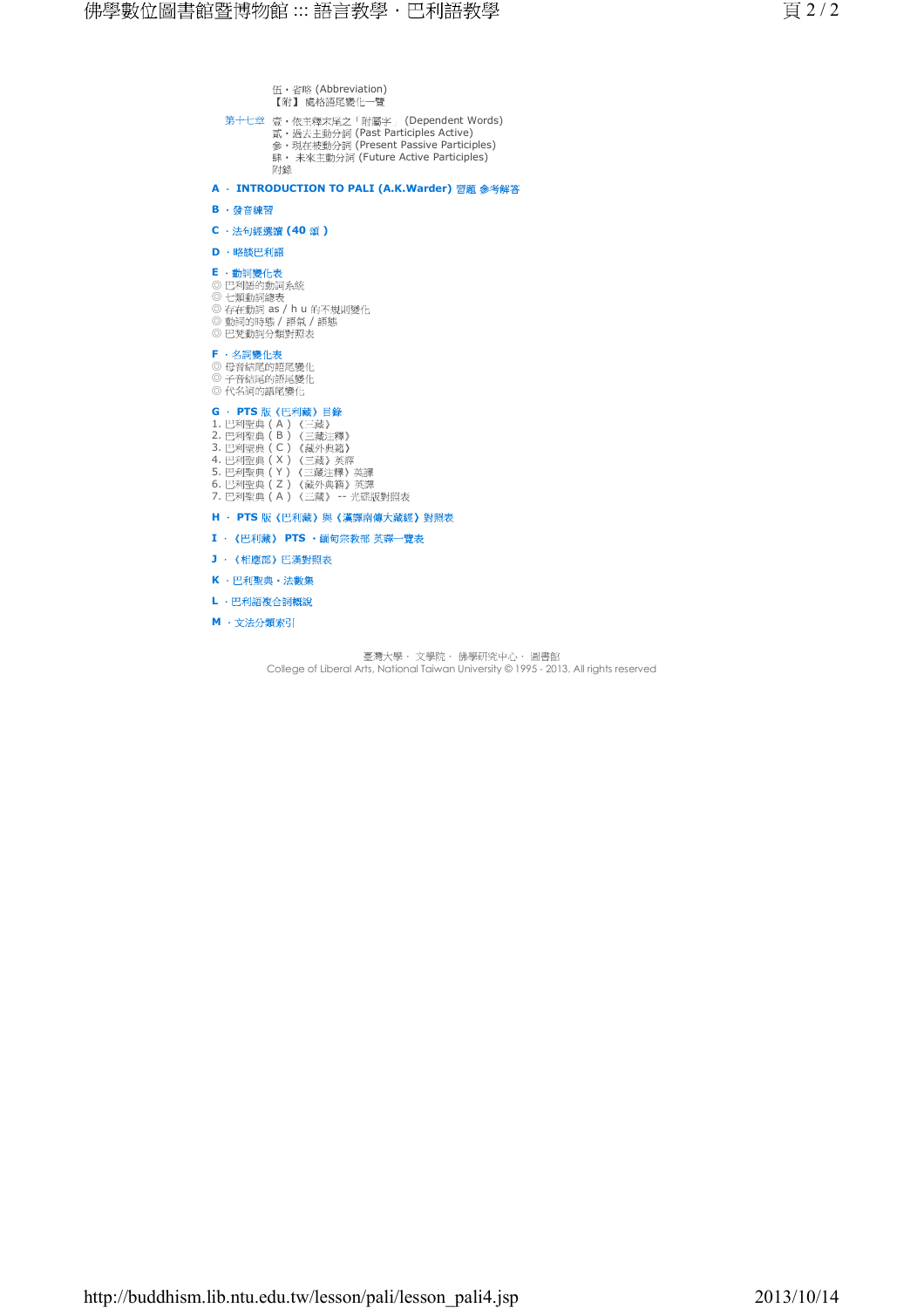伍・省略 (Abbreviation)
【附】 處格語尾變化一覽

第十七章 壹・依主釋末尾之「附屬字」 (Dependent Words)
貳・過去主動分詞 (Past Participles Active)
參・現在被動分詞 (Present Passive Participles)
肆・ 未來主動分詞 (Future Active Participles)
附錄

**A ・ INTRODUCTION TO PALI (A.K.Warder) 習題 參考解答**

**B** ・發音練習

**C** ・法句經選讀 **(40** 頌 **)**

**D** ・略談巴利語

**E** ・動詞變化表
◎ 巴利語的動詞系統
◎ 七類動詞總表
◎ 存在動詞 as / h u 的不規則變化
◎ 動詞的時態 / 語氣 / 語態
◎ 巴梵動詞分類對照表

**F** ・名詞變化表
◎ 母音結尾的語尾變化
◎ 子音結尾的語尾變化
◎ 代名詞的語尾變化

**G ・ PTS** 版《巴利藏》目錄
1. 巴利聖典 ( A ) 《三藏》
2. 巴利聖典 ( B ) 《三藏注釋》
3. 巴利聖典 ( C ) 《藏外典籍》
4. 巴利聖典 ( X ) 《三藏》英譯
5. 巴利聖典 ( Y ) 《三藏注釋》英譯
6. 巴利聖典 ( Z ) 《藏外典籍》英譯
7. 巴利聖典 ( A ) 《三藏》 -- 光碟版對照表

**H ・ PTS** 版《巴利藏》與《漢譯南傳大藏經》對照表

**I** ・《巴利藏》 **PTS** ・緬甸宗教部 英譯一覽表

**J** ・《相應部》巴漢對照表

**K** ・巴利聖典・法數集

**L** ・巴利語複合詞概說

**M** ・文法分類索引

臺灣大學・ 文學院・ 佛學研究中心・ 圖書館
College of Liberal Arts, National Taiwan University © 1995 - 2013. All rights reserved